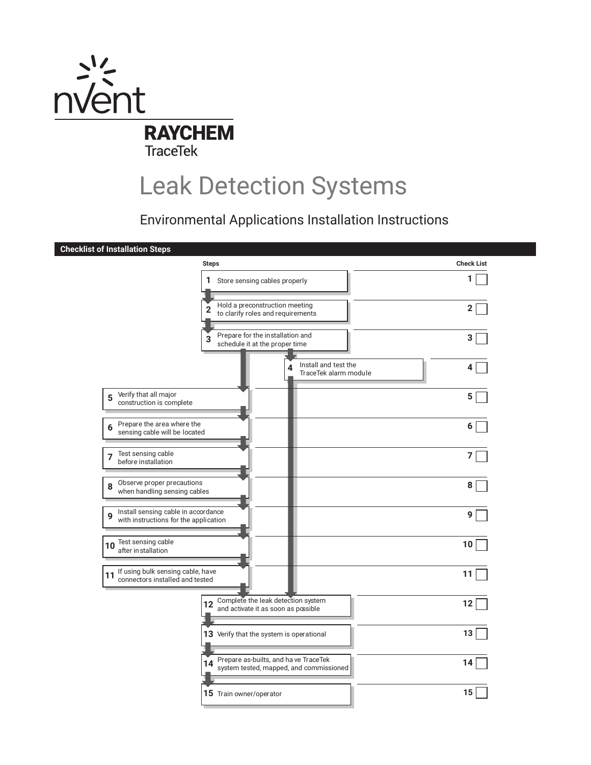nVent

**RAYCHEM**
TraceTek

# Leak Detection Systems

## Environmental Applications Installation Instructions

### Checklist of Installation Steps

| Steps | | Check List |
|---|---|---|
| 1 | Store sensing cables properly | 1 ☐ |
| 2 | Hold a preconstruction meeting to clarify roles and requirements | 2 ☐ |
| 3 | Prepare for the installation and schedule it at the proper time | 3 ☐ |
| 4 | Install and test the TraceTek alarm module | 4 ☐ |
| 5 | Verify that all major construction is complete | 5 ☐ |
| 6 | Prepare the area where the sensing cable will be located | 6 ☐ |
| 7 | Test sensing cable before installation | 7 ☐ |
| 8 | Observe proper precautions when handling sensing cables | 8 ☐ |
| 9 | Install sensing cable in accordance with instructions for the application | 9 ☐ |
| 10 | Test sensing cable after installation | 10 ☐ |
| 11 | If using bulk sensing cable, have connectors installed and tested | 11 ☐ |
| 12 | Complete the leak detection system and activate it as soon as possible | 12 ☐ |
| 13 | Verify that the system is operational | 13 ☐ |
| 14 | Prepare as-builts, and have TraceTek system tested, mapped, and commissioned | 14 ☐ |
| 15 | Train owner/operator | 15 ☐ |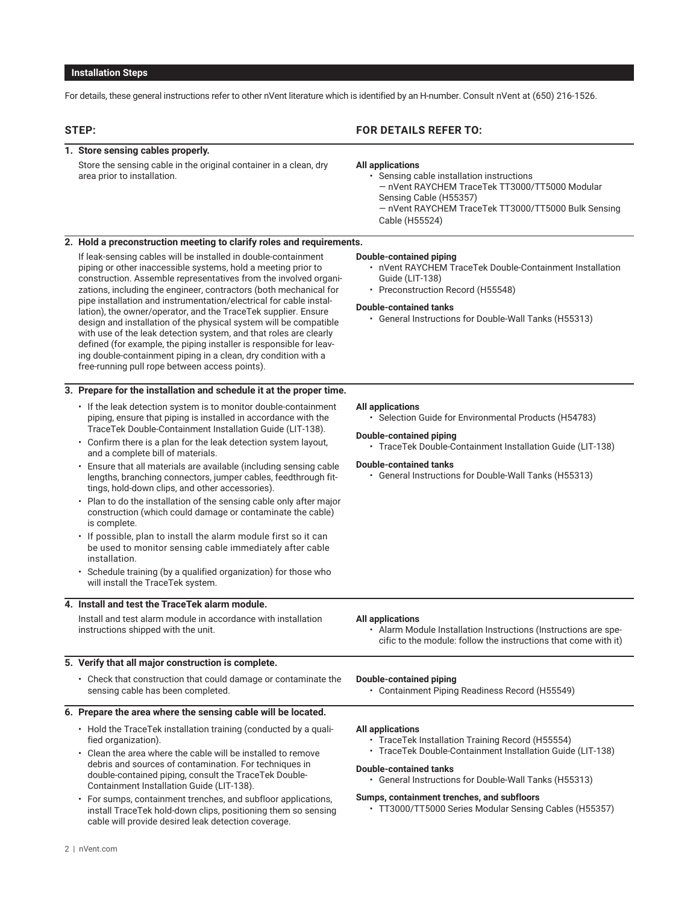## Installation Steps

For details, these general instructions refer to other nVent literature which is identified by an H-number. Consult nVent at (650) 216-1526.

| STEP: | FOR DETAILS REFER TO: |
| --- | --- |
| **1. Store sensing cables properly.**<br>Store the sensing cable in the original container in a clean, dry area prior to installation. | **All applications**<br>• Sensing cable installation instructions<br>— nVent RAYCHEM TraceTek TT3000/TT5000 Modular Sensing Cable (H55357)<br>— nVent RAYCHEM TraceTek TT3000/TT5000 Bulk Sensing Cable (H55524) |
| **2. Hold a preconstruction meeting to clarify roles and requirements.**<br>If leak-sensing cables will be installed in double-containment piping or other inaccessible systems, hold a meeting prior to construction. Assemble representatives from the involved organizations, including the engineer, contractors (both mechanical for pipe installation and instrumentation/electrical for cable installation), the owner/operator, and the TraceTek supplier. Ensure design and installation of the physical system will be compatible with use of the leak detection system, and that roles are clearly defined (for example, the piping installer is responsible for leaving double-containment piping in a clean, dry condition with a free-running pull rope between access points). | **Double-contained piping**<br>• nVent RAYCHEM TraceTek Double-Containment Installation Guide (LIT-138)<br>• Preconstruction Record (H55548)<br>**Double-contained tanks**<br>• General Instructions for Double-Wall Tanks (H55313) |
| **3. Prepare for the installation and schedule it at the proper time.**<br>• If the leak detection system is to monitor double-containment piping, ensure that piping is installed in accordance with the TraceTek Double-Containment Installation Guide (LIT-138).<br>• Confirm there is a plan for the leak detection system layout, and a complete bill of materials.<br>• Ensure that all materials are available (including sensing cable lengths, branching connectors, jumper cables, feedthrough fittings, hold-down clips, and other accessories).<br>• Plan to do the installation of the sensing cable only after major construction (which could damage or contaminate the cable) is complete.<br>• If possible, plan to install the alarm module first so it can be used to monitor sensing cable immediately after cable installation.<br>• Schedule training (by a qualified organization) for those who will install the TraceTek system. | **All applications**<br>• Selection Guide for Environmental Products (H54783)<br>**Double-contained piping**<br>• TraceTek Double-Containment Installation Guide (LIT-138)<br>**Double-contained tanks**<br>• General Instructions for Double-Wall Tanks (H55313) |
| **4. Install and test the TraceTek alarm module.**<br>Install and test alarm module in accordance with installation instructions shipped with the unit. | **All applications**<br>• Alarm Module Installation Instructions (Instructions are specific to the module: follow the instructions that come with it) |
| **5. Verify that all major construction is complete.**<br>• Check that construction that could damage or contaminate the sensing cable has been completed. | **Double-contained piping**<br>• Containment Piping Readiness Record (H55549) |
| **6. Prepare the area where the sensing cable will be located.**<br>• Hold the TraceTek installation training (conducted by a qualified organization).<br>• Clean the area where the cable will be installed to remove debris and sources of contamination. For techniques in double-contained piping, consult the TraceTek Double-Containment Installation Guide (LIT-138).<br>• For sumps, containment trenches, and subfloor applications, install TraceTek hold-down clips, positioning them so sensing cable will provide desired leak detection coverage. | **All applications**<br>• TraceTek Installation Training Record (H55554)<br>• TraceTek Double-Containment Installation Guide (LIT-138)<br>**Double-contained tanks**<br>• General Instructions for Double-Wall Tanks (H55313)<br>**Sumps, containment trenches, and subfloors**<br>• TT3000/TT5000 Series Modular Sensing Cables (H55357) |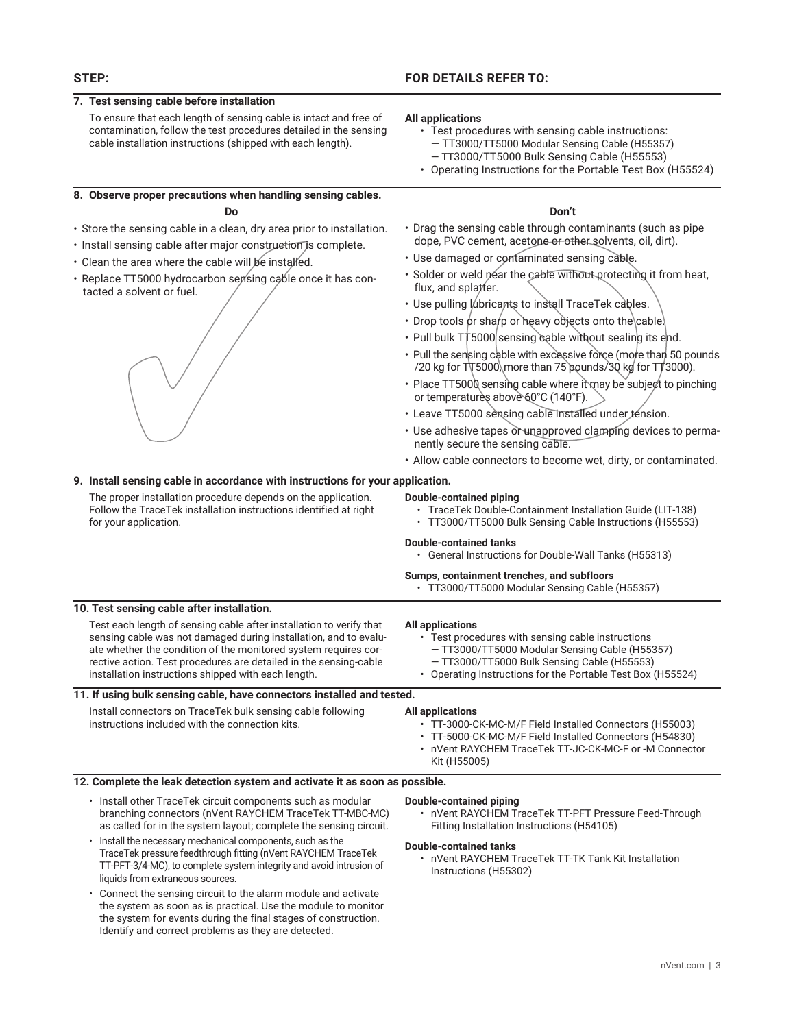| STEP: | FOR DETAILS REFER TO: |
|---|---|

**7. Test sensing cable before installation**

To ensure that each length of sensing cable is intact and free of contamination, follow the test procedures detailed in the sensing cable installation instructions (shipped with each length).

**All applications**

- Test procedures with sensing cable instructions:
  - — TT3000/TT5000 Modular Sensing Cable (H55357)
  - — TT3000/TT5000 Bulk Sensing Cable (H55553)
- Operating Instructions for the Portable Test Box (H55524)

**8. Observe proper precautions when handling sensing cables.**

**Do**

- Store the sensing cable in a clean, dry area prior to installation.
- Install sensing cable after major construction is complete.
- Clean the area where the cable will be installed.
- Replace TT5000 hydrocarbon sensing cable once it has contacted a solvent or fuel.

**Don't**

- Drag the sensing cable through contaminants (such as pipe dope, PVC cement, acetone or other solvents, oil, dirt).
- Use damaged or contaminated sensing cable.
- Solder or weld near the cable without protecting it from heat, flux, and splatter.
- Use pulling lubricants to install TraceTek cables.
- Drop tools or sharp or heavy objects onto the cable.
- Pull bulk TT5000 sensing cable without sealing its end.
- Pull the sensing cable with excessive force (more than 50 pounds /20 kg for TT5000, more than 75 pounds/30 kg for TT3000).
- Place TT5000 sensing cable where it may be subject to pinching or temperatures above 60°C (140°F).
- Leave TT5000 sensing cable installed under tension.
- Use adhesive tapes or unapproved clamping devices to permanently secure the sensing cable.
- Allow cable connectors to become wet, dirty, or contaminated.

**9. Install sensing cable in accordance with instructions for your application.**

The proper installation procedure depends on the application. Follow the TraceTek installation instructions identified at right for your application.

**Double-contained piping**

- TraceTek Double-Containment Installation Guide (LIT-138)
- TT3000/TT5000 Bulk Sensing Cable Instructions (H55553)

**Double-contained tanks**

- General Instructions for Double-Wall Tanks (H55313)

**Sumps, containment trenches, and subfloors**

- TT3000/TT5000 Modular Sensing Cable (H55357)

**10. Test sensing cable after installation.**

Test each length of sensing cable after installation to verify that sensing cable was not damaged during installation, and to evaluate whether the condition of the monitored system requires corrective action. Test procedures are detailed in the sensing-cable installation instructions shipped with each length.

**All applications**

- Test procedures with sensing cable instructions
  - — TT3000/TT5000 Modular Sensing Cable (H55357)
  - — TT3000/TT5000 Bulk Sensing Cable (H55553)
- Operating Instructions for the Portable Test Box (H55524)

**11. If using bulk sensing cable, have connectors installed and tested.**

Install connectors on TraceTek bulk sensing cable following instructions included with the connection kits.

**All applications**

- TT-3000-CK-MC-M/F Field Installed Connectors (H55003)
- TT-5000-CK-MC-M/F Field Installed Connectors (H54830)
- nVent RAYCHEM TraceTek TT-JC-CK-MC-F or -M Connector Kit (H55005)

**12. Complete the leak detection system and activate it as soon as possible.**

- Install other TraceTek circuit components such as modular branching connectors (nVent RAYCHEM TraceTek TT-MBC-MC) as called for in the system layout; complete the sensing circuit.
- Install the necessary mechanical components, such as the TraceTek pressure feedthrough fitting (nVent RAYCHEM TraceTek TT-PFT-3/4-MC), to complete system integrity and avoid intrusion of liquids from extraneous sources.
- Connect the sensing circuit to the alarm module and activate the system as soon as is practical. Use the module to monitor the system for events during the final stages of construction. Identify and correct problems as they are detected.

**Double-contained piping**

- nVent RAYCHEM TraceTek TT-PFT Pressure Feed-Through Fitting Installation Instructions (H54105)

**Double-contained tanks**

- nVent RAYCHEM TraceTek TT-TK Tank Kit Installation Instructions (H55302)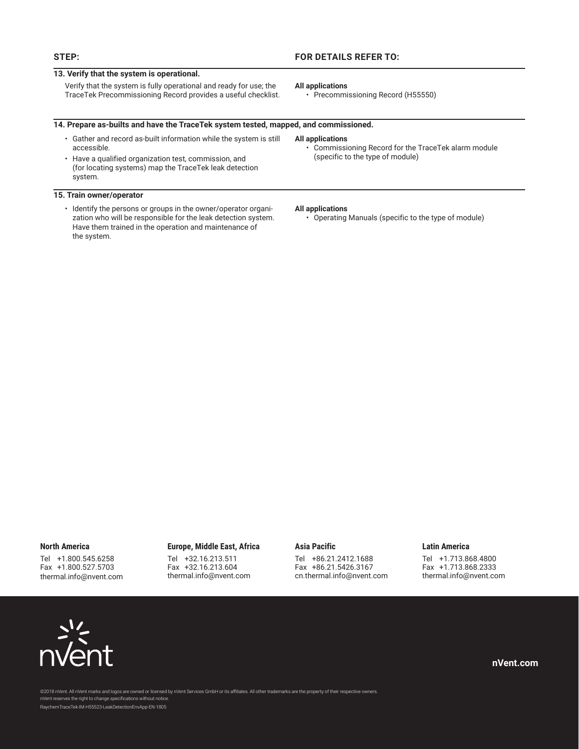| STEP: | FOR DETAILS REFER TO: |
| --- | --- |
| **13. Verify that the system is operational.** | |
| Verify that the system is fully operational and ready for use; the TraceTek Precommissioning Record provides a useful checklist. | **All applications**<br>• Precommissioning Record (H55550) |
| **14. Prepare as-builts and have the TraceTek system tested, mapped, and commissioned.** | |
| • Gather and record as-built information while the system is still accessible.<br>• Have a qualified organization test, commission, and (for locating systems) map the TraceTek leak detection system. | **All applications**<br>• Commissioning Record for the TraceTek alarm module (specific to the type of module) |
| **15. Train owner/operator** | |
| • Identify the persons or groups in the owner/operator organization who will be responsible for the leak detection system. Have them trained in the operation and maintenance of the system. | **All applications**<br>• Operating Manuals (specific to the type of module) |

**North America**
Tel +1.800.545.6258
Fax +1.800.527.5703
thermal.info@nvent.com

**Europe, Middle East, Africa**
Tel +32.16.213.511
Fax +32.16.213.604
thermal.info@nvent.com

**Asia Pacific**
Tel +86.21.2412.1688
Fax +86.21.5426.3167
cn.thermal.info@nvent.com

**Latin America**
Tel +1.713.868.4800
Fax +1.713.868.2333
thermal.info@nvent.com

nVent

**nVent.com**

©2018 nVent. All nVent marks and logos are owned or licensed by nVent Services GmbH or its affiliates. All other trademarks are the property of their respective owners.
nVent reserves the right to change specifications without notice.

RaychemTraceTek-IM-H55523-LeakDetectionEnvApp-EN-1805